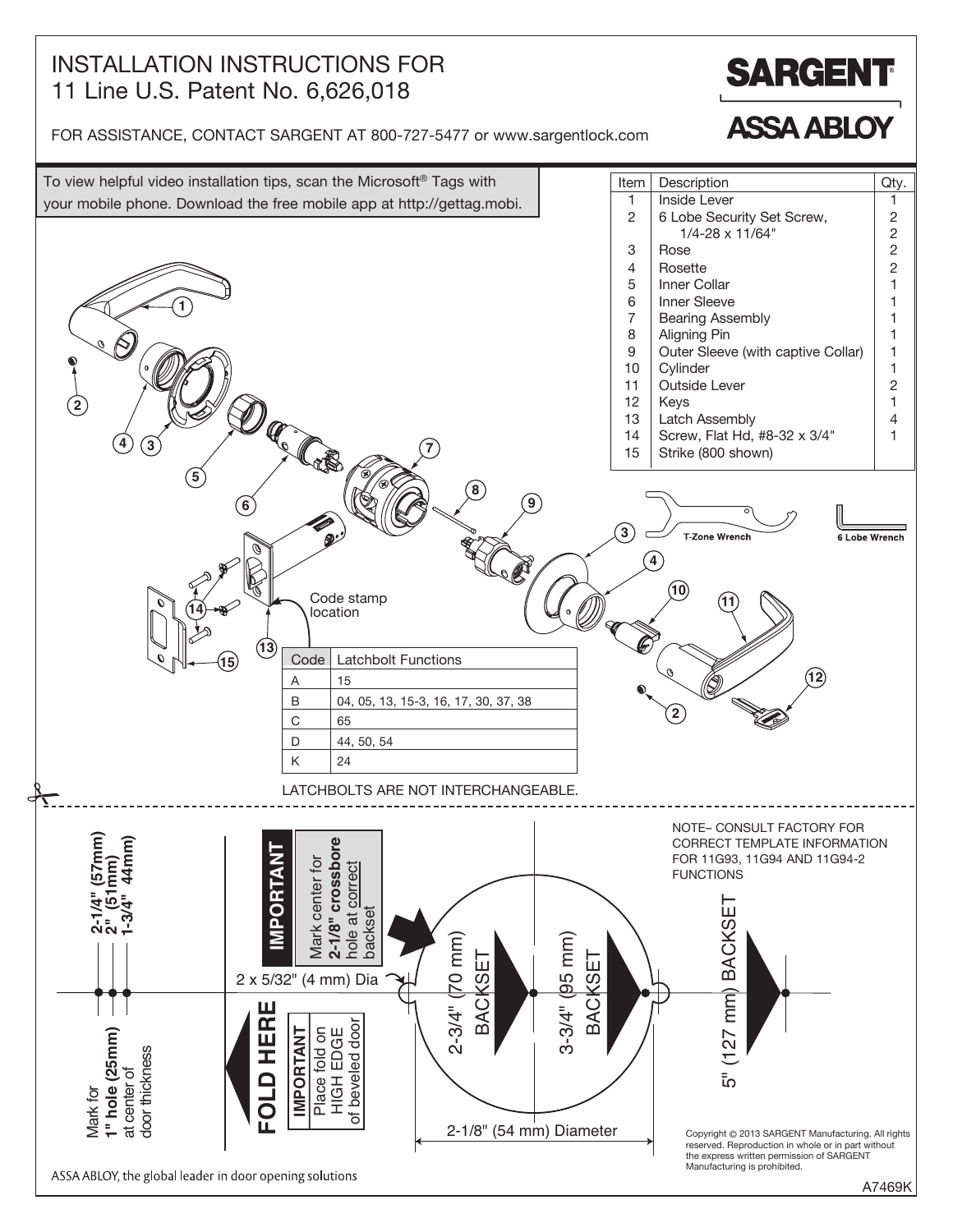# INSTALLATION INSTRUCTIONS FOR 11 Line U.S. Patent No. 6,626,018

FOR ASSISTANCE, CONTACT SARGENT AT 800-727-5477 or www.sargentlock.com

**SARGENT**
**ASSA ABLOY**

To view helpful video installation tips, scan the Microsoft® Tags with your mobile phone. Download the free mobile app at http://gettag.mobi.

| Item | Description | Qty. |
|---|---|---|
| 1 | Inside Lever | 1 |
| 2 | 6 Lobe Security Set Screw, 1/4-28 x 11/64" | 2 |
| | | 2 |
| 3 | Rose | 2 |
| 4 | Rosette | 2 |
| 5 | Inner Collar | 1 |
| 6 | Inner Sleeve | 1 |
| 7 | Bearing Assembly | 1 |
| 8 | Aligning Pin | 1 |
| 9 | Outer Sleeve (with captive Collar) | 1 |
| 10 | Cylinder | 1 |
| 11 | Outside Lever | 2 |
| 12 | Keys | 1 |
| 13 | Latch Assembly | 4 |
| 14 | Screw, Flat Hd, #8-32 x 3/4" | 1 |
| 15 | Strike (800 shown) | |

T-Zone Wrench

6 Lobe Wrench

Code stamp location

| Code | Latchbolt Functions |
|---|---|
| A | 15 |
| B | 04, 05, 13, 15-3, 16, 17, 30, 37, 38 |
| C | 65 |
| D | 44, 50, 54 |
| K | 24 |

LATCHBOLTS ARE NOT INTERCHANGEABLE.

---

NOTE– CONSULT FACTORY FOR CORRECT TEMPLATE INFORMATION FOR 11G93, 11G94 AND 11G94-2 FUNCTIONS

**2-1/4" (57mm)**
**2" (51mm)**
**1-3/4" 44mm)**

Mark for **1" hole (25mm)** at center of door thickness

**IMPORTANT**

Mark center for **2-1/8" crossbore** hole at correct backset

**FOLD HERE**

**IMPORTANT** Place fold on HIGH EDGE of beveled door

2 x 5/32" (4 mm) Dia

2-3/4" (70 mm) BACKSET

3-3/4" (95 mm) BACKSET

5" (127 mm) BACKSET

2-1/8" (54 mm) Diameter

Copyright © 2013 SARGENT Manufacturing. All rights reserved. Reproduction in whole or in part without the express written permission of SARGENT Manufacturing is prohibited.

ASSA ABLOY, the global leader in door opening solutions

A7469K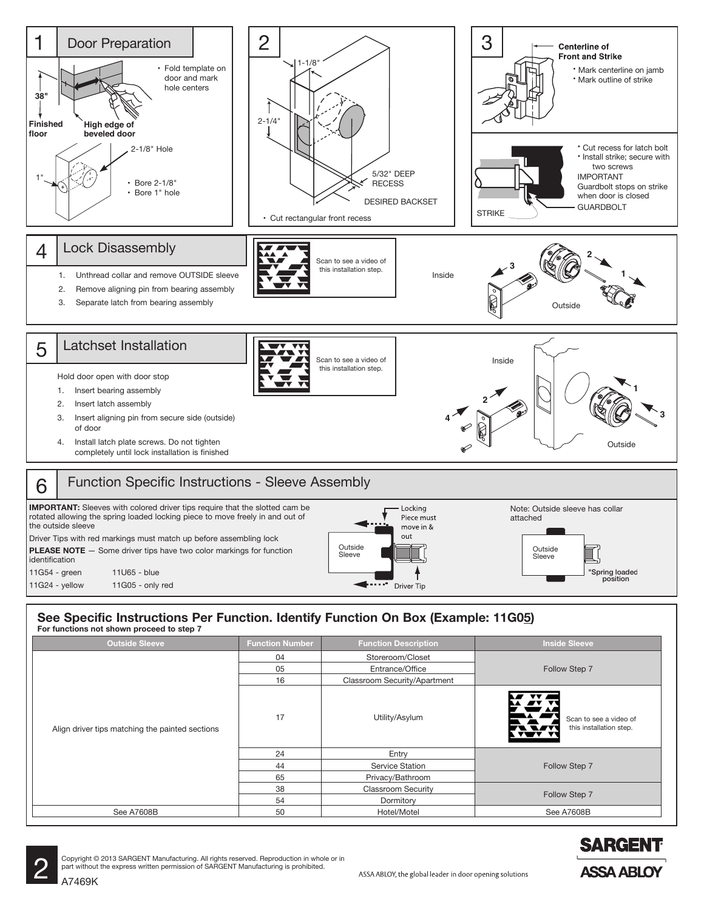## 1 Door Preparation

- Fold template on door and mark hole centers

38"

Finished floor

High edge of beveled door

2-1/8" Hole

1"

- Bore 2-1/8"
- Bore 1" hole

## 2

1-1/8"

2-1/4"

5/32" DEEP RECESS

DESIRED BACKSET

- Cut rectangular front recess

## 3

Centerline of Front and Strike

- Mark centerline on jamb
- Mark outline of strike

- Cut recess for latch bolt
- Install strike; secure with two screws

IMPORTANT
Guardbolt stops on strike when door is closed

GUARDBOLT

STRIKE

## 4 Lock Disassembly

Scan to see a video of this installation step.

1. Unthread collar and remove OUTSIDE sleeve
2. Remove aligning pin from bearing assembly
3. Separate latch from bearing assembly

Inside

Outside

## 5 Latchset Installation

Scan to see a video of this installation step.

Hold door open with door stop

1. Insert bearing assembly
2. Insert latch assembly
3. Insert aligning pin from secure side (outside) of door
4. Install latch plate screws. Do not tighten completely until lock installation is finished

Inside

Outside

## 6 Function Specific Instructions - Sleeve Assembly

**IMPORTANT:** Sleeves with colored driver tips require that the slotted cam be rotated allowing the spring loaded locking piece to move freely in and out of the outside sleeve

Driver Tips with red markings must match up before assembling lock

**PLEASE NOTE** — Some driver tips have two color markings for function identification

| | |
|---|---|
| 11G54 - green | 11U65 - blue |
| 11G24 - yellow | 11G05 - only red |

Locking Piece must move in & out

Outside Sleeve

Driver Tip

Note: Outside sleeve has collar attached

Outside Sleeve

"Spring loaded position

### See Specific Instructions Per Function. Identify Function On Box (Example: 11G05)

**For functions not shown proceed to step 7**

| Outside Sleeve | Function Number | Function Description | Inside Sleeve |
|---|---|---|---|
| Align driver tips matching the painted sections | 04 | Storeroom/Closet | Follow Step 7 |
| | 05 | Entrance/Office | |
| | 16 | Classroom Security/Apartment | |
| | 17 | Utility/Asylum | Scan to see a video of this installation step. |
| | 24 | Entry | Follow Step 7 |
| | 44 | Service Station | |
| | 65 | Privacy/Bathroom | |
| | 38 | Classroom Security | Follow Step 7 |
| | 54 | Dormitory | |
| See A7608B | 50 | Hotel/Motel | See A7608B |

Copyright © 2013 SARGENT Manufacturing. All rights reserved. Reproduction in whole or in part without the express written permission of SARGENT Manufacturing is prohibited.

A7469K

ASSA ABLOY, the global leader in door opening solutions

SARGENT
ASSA ABLOY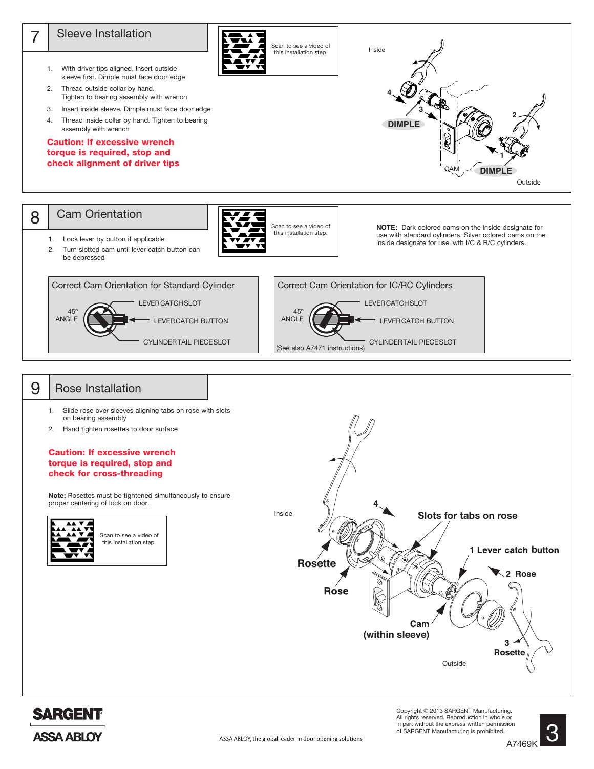## 7 Sleeve Installation

Scan to see a video of this installation step.

1. With driver tips aligned, insert outside sleeve first. Dimple must face door edge
2. Thread outside collar by hand. Tighten to bearing assembly with wrench
3. Insert inside sleeve. Dimple must face door edge
4. Thread inside collar by hand. Tighten to bearing assembly with wrench

**Caution: If excessive wrench torque is required, stop and check alignment of driver tips**

Inside

DIMPLE

CAM

DIMPLE

Outside

## 8 Cam Orientation

Scan to see a video of this installation step.

1. Lock lever by button if applicable
2. Turn slotted cam until lever catch button can be depressed

**NOTE:** Dark colored cams on the inside designate for use with standard cylinders. Silver colored cams on the inside designate for use iwth I/C & R/C cylinders.

**Correct Cam Orientation for Standard Cylinder**

45° ANGLE

LEVERCATCHSLOT

LEVERCATCH BUTTON

CYLINDERTAIL PIECESLOT

**Correct Cam Orientation for IC/RC Cylinders**

45° ANGLE

LEVERCATCHSLOT

LEVERCATCH BUTTON

CYLINDERTAIL PIECESLOT

(See also A7471 instructions)

## 9 Rose Installation

1. Slide rose over sleeves aligning tabs on rose with slots on bearing assembly
2. Hand tighten rosettes to door surface

**Caution: If excessive wrench torque is required, stop and check for cross-threading**

**Note:** Rosettes must be tightened simultaneously to ensure proper centering of lock on door.

Scan to see a video of this installation step.

Inside

4

Slots for tabs on rose

1 Lever catch button

2 Rose

Rosette

Rose

Cam (within sleeve)

3 Rosette

Outside

SARGENT ASSA ABLOY

ASSA ABLOY, the global leader in door opening solutions

Copyright © 2013 SARGENT Manufacturing. All rights reserved. Reproduction in whole or in part without the express written permission of SARGENT Manufacturing is prohibited.

A7469K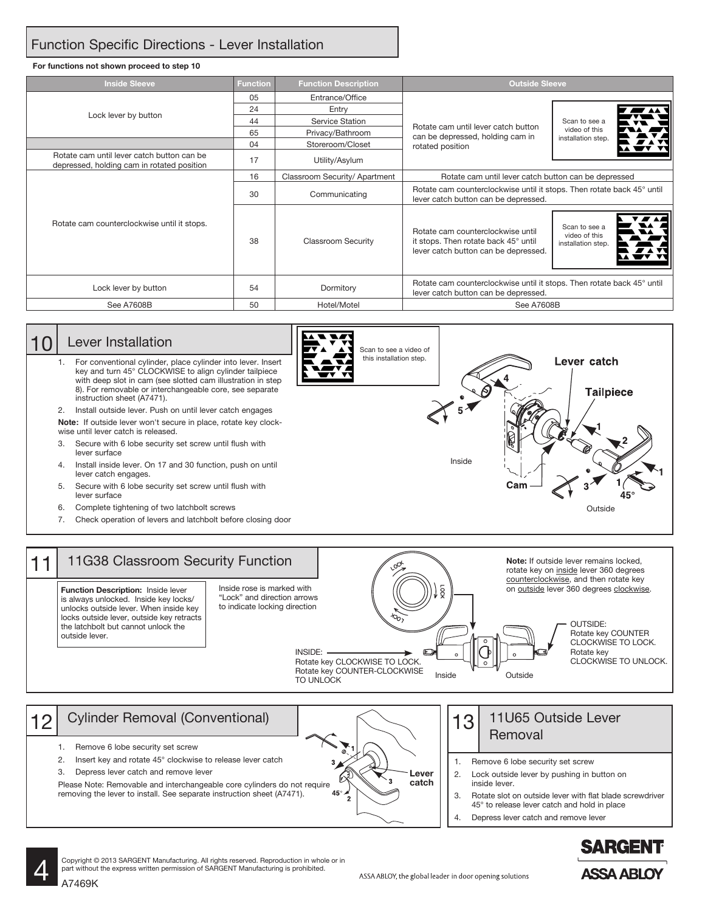## Function Specific Directions - Lever Installation

**For functions not shown proceed to step 10**

| Inside Sleeve | Function | Function Description | Outside Sleeve |
|---|---|---|---|
| Lock lever by button | 05 | Entrance/Office | Rotate cam until lever catch button can be depressed, holding cam in rotated position (Scan to see a video of this installation step.) |
| | 24 | Entry | |
| | 44 | Service Station | |
| | 65 | Privacy/Bathroom | |
| | 04 | Storeroom/Closet | |
| Rotate cam until lever catch button can be depressed, holding cam in rotated position | 17 | Utility/Asylum | |
| Rotate cam counterclockwise until it stops. | 16 | Classroom Security/ Apartment | Rotate cam until lever catch button can be depressed |
| | 30 | Communicating | Rotate cam counterclockwise until it stops. Then rotate back 45° until lever catch button can be depressed. |
| | 38 | Classroom Security | Rotate cam counterclockwise until it stops. Then rotate back 45° until lever catch button can be depressed. (Scan to see a video of this installation step.) |
| Lock lever by button | 54 | Dormitory | Rotate cam counterclockwise until it stops. Then rotate back 45° until lever catch button can be depressed. |
| See A7608B | 50 | Hotel/Motel | See A7608B |

## 10 Lever Installation

Scan to see a video of this installation step.

1. For conventional cylinder, place cylinder into lever. Insert key and turn 45° CLOCKWISE to align cylinder tailpiece with deep slot in cam (see slotted cam illustration in step 8). For removable or interchangeable core, see separate instruction sheet (A7471).
2. Install outside lever. Push on until lever catch engages

**Note:** If outside lever won't secure in place, rotate key clockwise until lever catch is released.

3. Secure with 6 lobe security set screw until flush with lever surface
4. Install inside lever. On 17 and 30 function, push on until lever catch engages.
5. Secure with 6 lobe security set screw until flush with lever surface
6. Complete tightening of two latchbolt screws
7. Check operation of levers and latchbolt before closing door

Lever catch
Tailpiece
Inside
Cam
Outside
45°

## 11 11G38 Classroom Security Function

**Function Description:** Inside lever is always unlocked. Inside key locks/unlocks outside lever. When inside key locks outside lever, outside key retracts the latchbolt but cannot unlock the outside lever.

Inside rose is marked with "Lock" and direction arrows to indicate locking direction

**Note:** If outside lever remains locked, rotate key on inside lever 360 degrees counterclockwise, and then rotate key on outside lever 360 degrees clockwise.

INSIDE: Rotate key CLOCKWISE TO LOCK. Rotate key COUNTER-CLOCKWISE TO UNLOCK

OUTSIDE: Rotate key COUNTER CLOCKWISE TO LOCK. Rotate key CLOCKWISE TO UNLOCK.

Inside
Outside

## 12 Cylinder Removal (Conventional)

1. Remove 6 lobe security set screw
2. Insert key and rotate 45° clockwise to release lever catch
3. Depress lever catch and remove lever

Please Note: Removable and interchangeable core cylinders do not require removing the lever to install. See separate instruction sheet (A7471).

Lever catch

## 13 11U65 Outside Lever Removal

1. Remove 6 lobe security set screw
2. Lock outside lever by pushing in button on inside lever.
3. Rotate slot on outside lever with flat blade screwdriver 45° to release lever catch and hold in place
4. Depress lever catch and remove lever

Copyright © 2013 SARGENT Manufacturing. All rights reserved. Reproduction in whole or in part without the express written permission of SARGENT Manufacturing is prohibited.

A7469K

ASSA ABLOY, the global leader in door opening solutions